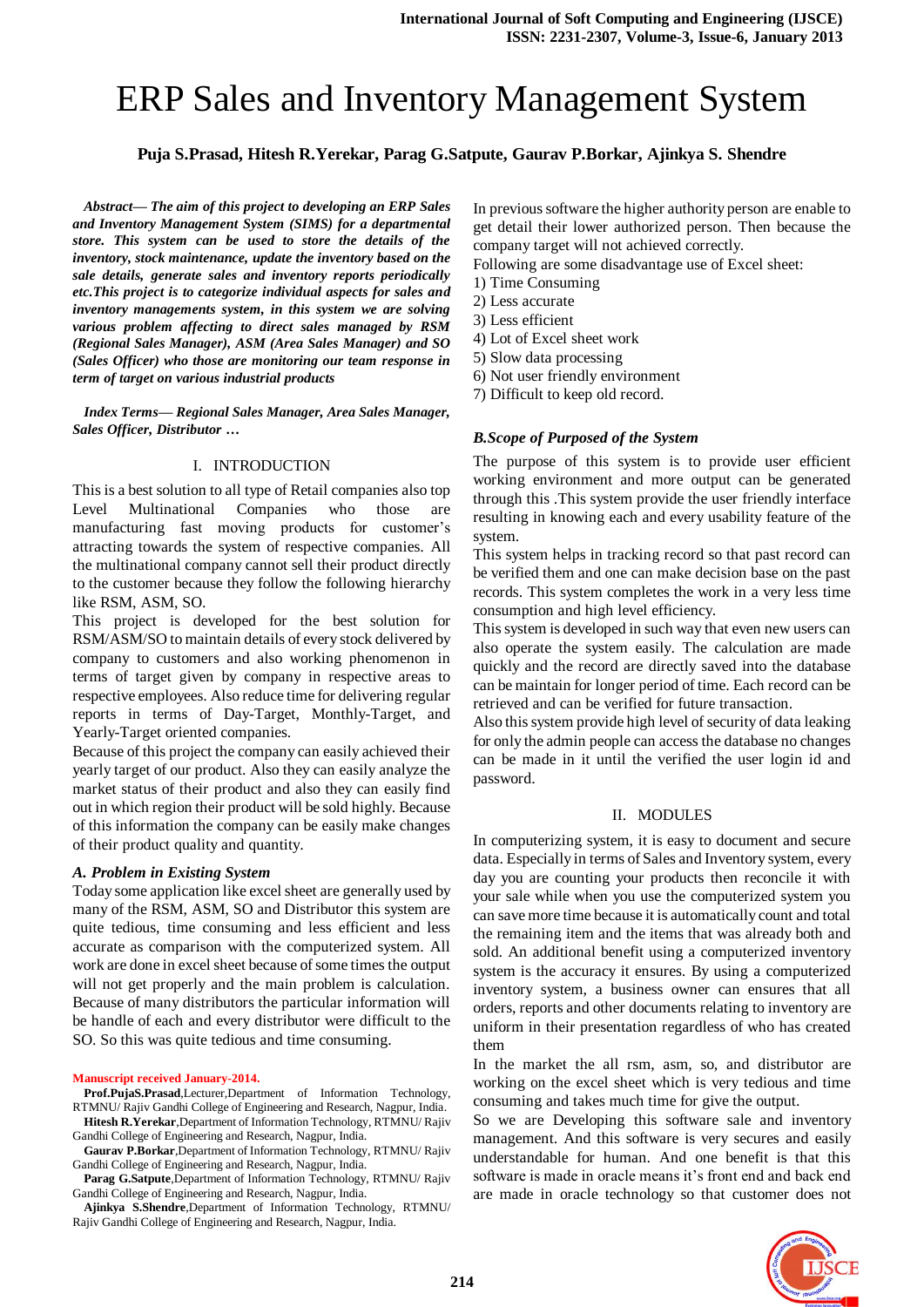# ERP Sales and Inventory Management System

**Puja S.Prasad, Hitesh R.Yerekar, Parag G.Satpute, Gaurav P.Borkar, Ajinkya S. Shendre**

***Abstract— The aim of this project to developing an ERP Sales and Inventory Management System (SIMS) for a departmental store. This system can be used to store the details of the inventory, stock maintenance, update the inventory based on the sale details, generate sales and inventory reports periodically etc.This project is to categorize individual aspects for sales and inventory managements system, in this system we are solving various problem affecting to direct sales managed by RSM (Regional Sales Manager), ASM (Area Sales Manager) and SO (Sales Officer) who those are monitoring our team response in term of target on various industrial products***

***Index Terms— Regional Sales Manager, Area Sales Manager, Sales Officer, Distributor …***

## I. INTRODUCTION

This is a best solution to all type of Retail companies also top Level Multinational Companies who those are manufacturing fast moving products for customer's attracting towards the system of respective companies. All the multinational company cannot sell their product directly to the customer because they follow the following hierarchy like RSM, ASM, SO.

This project is developed for the best solution for RSM/ASM/SO to maintain details of every stock delivered by company to customers and also working phenomenon in terms of target given by company in respective areas to respective employees. Also reduce time for delivering regular reports in terms of Day-Target, Monthly-Target, and Yearly-Target oriented companies.

Because of this project the company can easily achieved their yearly target of our product. Also they can easily analyze the market status of their product and also they can easily find out in which region their product will be sold highly. Because of this information the company can be easily make changes of their product quality and quantity.

### *A. Problem in Existing System*

Today some application like excel sheet are generally used by many of the RSM, ASM, SO and Distributor this system are quite tedious, time consuming and less efficient and less accurate as comparison with the computerized system. All work are done in excel sheet because of some times the output will not get properly and the main problem is calculation. Because of many distributors the particular information will be handle of each and every distributor were difficult to the SO. So this was quite tedious and time consuming.

In previous software the higher authority person are enable to get detail their lower authorized person. Then because the company target will not achieved correctly.

Following are some disadvantage use of Excel sheet:

1) Time Consuming
2) Less accurate
3) Less efficient
4) Lot of Excel sheet work
5) Slow data processing
6) Not user friendly environment
7) Difficult to keep old record.

### *B.Scope of Purposed of the System*

The purpose of this system is to provide user efficient working environment and more output can be generated through this .This system provide the user friendly interface resulting in knowing each and every usability feature of the system.

This system helps in tracking record so that past record can be verified them and one can make decision base on the past records. This system completes the work in a very less time consumption and high level efficiency.

This system is developed in such way that even new users can also operate the system easily. The calculation are made quickly and the record are directly saved into the database can be maintain for longer period of time. Each record can be retrieved and can be verified for future transaction.

Also this system provide high level of security of data leaking for only the admin people can access the database no changes can be made in it until the verified the user login id and password.

## II. MODULES

In computerizing system, it is easy to document and secure data. Especially in terms of Sales and Inventory system, every day you are counting your products then reconcile it with your sale while when you use the computerized system you can save more time because it is automatically count and total the remaining item and the items that was already both and sold. An additional benefit using a computerized inventory system is the accuracy it ensures. By using a computerized inventory system, a business owner can ensures that all orders, reports and other documents relating to inventory are uniform in their presentation regardless of who has created them

In the market the all rsm, asm, so, and distributor are working on the excel sheet which is very tedious and time consuming and takes much time for give the output.

So we are Developing this software sale and inventory management. And this software is very secures and easily understandable for human. And one benefit is that this software is made in oracle means it's front end and back end are made in oracle technology so that customer does not

**Manuscript received January-2014.**

**Prof.PujaS.Prasad**,Lecturer,Department of Information Technology, RTMNU/ Rajiv Gandhi College of Engineering and Research, Nagpur, India.

**Hitesh R.Yerekar**,Department of Information Technology, RTMNU/ Rajiv Gandhi College of Engineering and Research, Nagpur, India.

**Gaurav P.Borkar**,Department of Information Technology, RTMNU/ Rajiv Gandhi College of Engineering and Research, Nagpur, India.

**Parag G.Satpute**,Department of Information Technology, RTMNU/ Rajiv Gandhi College of Engineering and Research, Nagpur, India.

**Ajinkya S.Shendre**,Department of Information Technology, RTMNU/ Rajiv Gandhi College of Engineering and Research, Nagpur, India.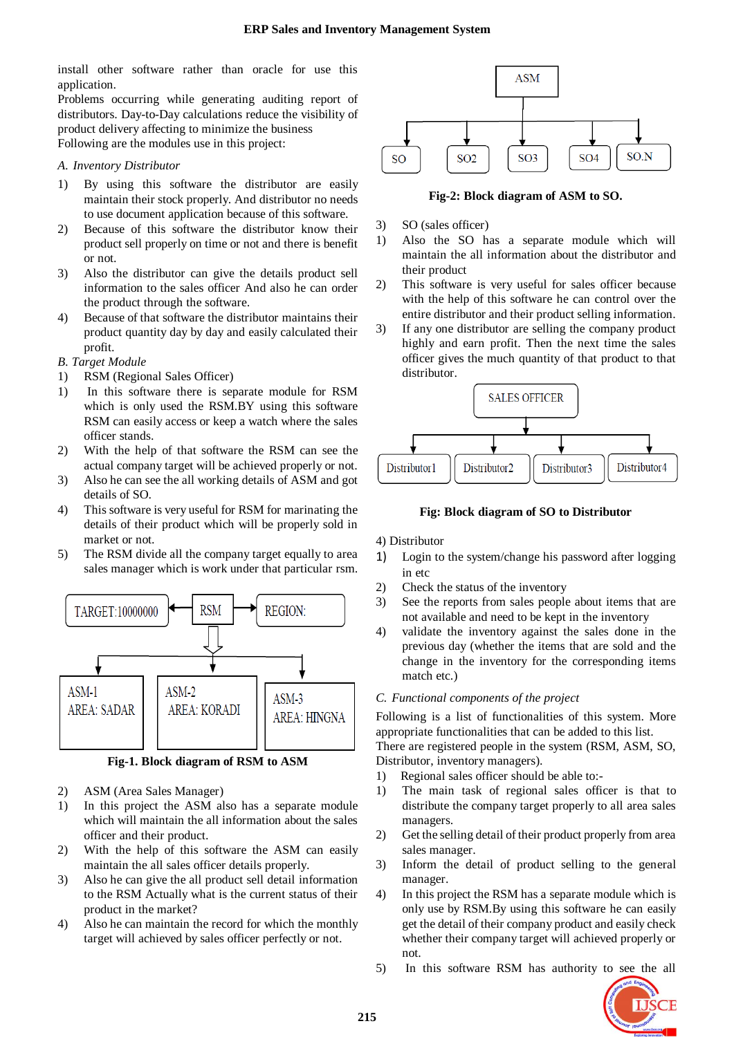install other software rather than oracle for use this application.

Problems occurring while generating auditing report of distributors. Day-to-Day calculations reduce the visibility of product delivery affecting to minimize the business

Following are the modules use in this project:

*A. Inventory Distributor*

1) By using this software the distributor are easily maintain their stock properly. And distributor no needs to use document application because of this software.
2) Because of this software the distributor know their product sell properly on time or not and there is benefit or not.
3) Also the distributor can give the details product sell information to the sales officer And also he can order the product through the software.
4) Because of that software the distributor maintains their product quantity day by day and easily calculated their profit.

*B. Target Module*

1) RSM (Regional Sales Officer)

1) In this software there is separate module for RSM which is only used the RSM.BY using this software RSM can easily access or keep a watch where the sales officer stands.
2) With the help of that software the RSM can see the actual company target will be achieved properly or not.
3) Also he can see the all working details of ASM and got details of SO.
4) This software is very useful for RSM for marinating the details of their product which will be properly sold in market or not.
5) The RSM divide all the company target equally to area sales manager which is work under that particular rsm.

TARGET:10000000 ← RSM → REGION:

ASM-1 AREA: SADAR | ASM-2 AREA: KORADI | ASM-3 AREA: HINGNA

**Fig-1. Block diagram of RSM to ASM**

2) ASM (Area Sales Manager)

1) In this project the ASM also has a separate module which will maintain the all information about the sales officer and their product.
2) With the help of this software the ASM can easily maintain the all sales officer details properly.
3) Also he can give the all product sell detail information to the RSM Actually what is the current status of their product in the market?
4) Also he can maintain the record for which the monthly target will achieved by sales officer perfectly or not.

ASM

SO | SO2 | SO3 | SO4 | SO.N

**Fig-2: Block diagram of ASM to SO.**

3) SO (sales officer)

1) Also the SO has a separate module which will maintain the all information about the distributor and their product
2) This software is very useful for sales officer because with the help of this software he can control over the entire distributor and their product selling information.
3) If any one distributor are selling the company product highly and earn profit. Then the next time the sales officer gives the much quantity of that product to that distributor.

SALES OFFICER

Distributor1 | Distributor2 | Distributor3 | Distributor4

**Fig: Block diagram of SO to Distributor**

4) Distributor

1) Login to the system/change his password after logging in etc
2) Check the status of the inventory
3) See the reports from sales people about items that are not available and need to be kept in the inventory
4) validate the inventory against the sales done in the previous day (whether the items that are sold and the change in the inventory for the corresponding items match etc.)

*C. Functional components of the project*

Following is a list of functionalities of this system. More appropriate functionalities that can be added to this list.

There are registered people in the system (RSM, ASM, SO, Distributor, inventory managers).

1) Regional sales officer should be able to:-

1) The main task of regional sales officer is that to distribute the company target properly to all area sales managers.
2) Get the selling detail of their product properly from area sales manager.
3) Inform the detail of product selling to the general manager.
4) In this project the RSM has a separate module which is only use by RSM.By using this software he can easily get the detail of their company product and easily check whether their company target will achieved properly or not.
5) In this software RSM has authority to see the all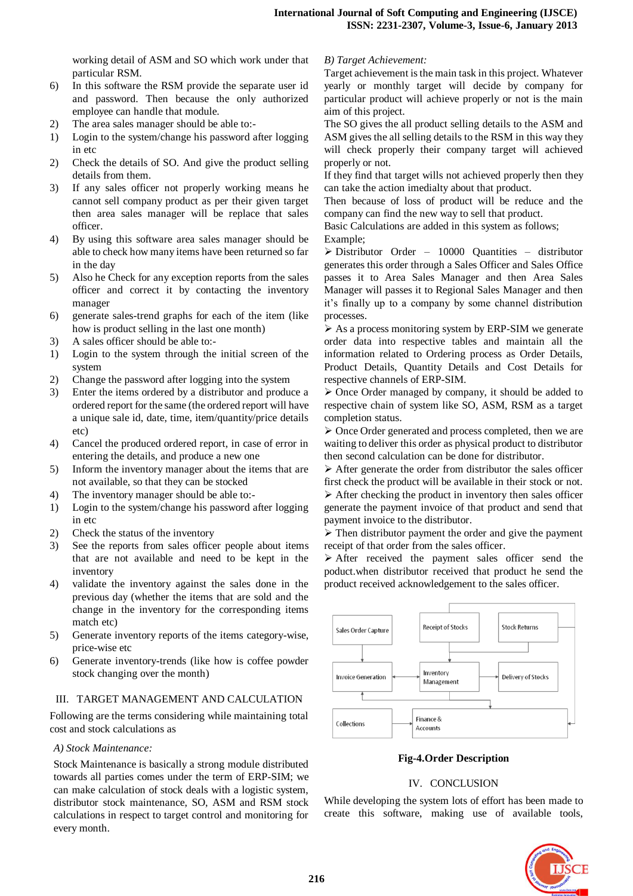working detail of ASM and SO which work under that particular RSM.

6) In this software the RSM provide the separate user id and password. Then because the only authorized employee can handle that module.

2) The area sales manager should be able to:-

1) Login to the system/change his password after logging in etc

2) Check the details of SO. And give the product selling details from them.

3) If any sales officer not properly working means he cannot sell company product as per their given target then area sales manager will be replace that sales officer.

4) By using this software area sales manager should be able to check how many items have been returned so far in the day

5) Also he Check for any exception reports from the sales officer and correct it by contacting the inventory manager

6) generate sales-trend graphs for each of the item (like how is product selling in the last one month)

3) A sales officer should be able to:-

1) Login to the system through the initial screen of the system

2) Change the password after logging into the system

3) Enter the items ordered by a distributor and produce a ordered report for the same (the ordered report will have a unique sale id, date, time, item/quantity/price details etc)

4) Cancel the produced ordered report, in case of error in entering the details, and produce a new one

5) Inform the inventory manager about the items that are not available, so that they can be stocked

4) The inventory manager should be able to:-

1) Login to the system/change his password after logging in etc

2) Check the status of the inventory

3) See the reports from sales officer people about items that are not available and need to be kept in the inventory

4) validate the inventory against the sales done in the previous day (whether the items that are sold and the change in the inventory for the corresponding items match etc)

5) Generate inventory reports of the items category-wise, price-wise etc

6) Generate inventory-trends (like how is coffee powder stock changing over the month)

## III. TARGET MANAGEMENT AND CALCULATION

Following are the terms considering while maintaining total cost and stock calculations as

### *A) Stock Maintenance:*

Stock Maintenance is basically a strong module distributed towards all parties comes under the term of ERP-SIM; we can make calculation of stock deals with a logistic system, distributor stock maintenance, SO, ASM and RSM stock calculations in respect to target control and monitoring for every month.

### *B) Target Achievement:*

Target achievement is the main task in this project. Whatever yearly or monthly target will decide by company for particular product will achieve properly or not is the main aim of this project.

The SO gives the all product selling details to the ASM and ASM gives the all selling details to the RSM in this way they will check properly their company target will achieved properly or not.

If they find that target wills not achieved properly then they can take the action imedialty about that product.

Then because of loss of product will be reduce and the company can find the new way to sell that product.

Basic Calculations are added in this system as follows;

Example;

➢ Distributor Order – 10000 Quantities – distributor generates this order through a Sales Officer and Sales Office passes it to Area Sales Manager and then Area Sales Manager will passes it to Regional Sales Manager and then it's finally up to a company by some channel distribution processes.

➢ As a process monitoring system by ERP-SIM we generate order data into respective tables and maintain all the information related to Ordering process as Order Details, Product Details, Quantity Details and Cost Details for respective channels of ERP-SIM.

➢ Once Order managed by company, it should be added to respective chain of system like SO, ASM, RSM as a target completion status.

➢ Once Order generated and process completed, then we are waiting to deliver this order as physical product to distributor then second calculation can be done for distributor.

➢ After generate the order from distributor the sales officer first check the product will be available in their stock or not.

➢ After checking the product in inventory then sales officer generate the payment invoice of that product and send that payment invoice to the distributor.

➢ Then distributor payment the order and give the payment receipt of that order from the sales officer.

➢ After received the payment sales officer send the poduct.when distributor received that product he send the product received acknowledgement to the sales officer.

Sales Order Capture | Receipt of Stocks | Stock Returns | Invoice Generation | Inventory Management | Delivery of Stocks | Collections | Finance & Accounts

**Fig-4.Order Description**

## IV. CONCLUSION

While developing the system lots of effort has been made to create this software, making use of available tools,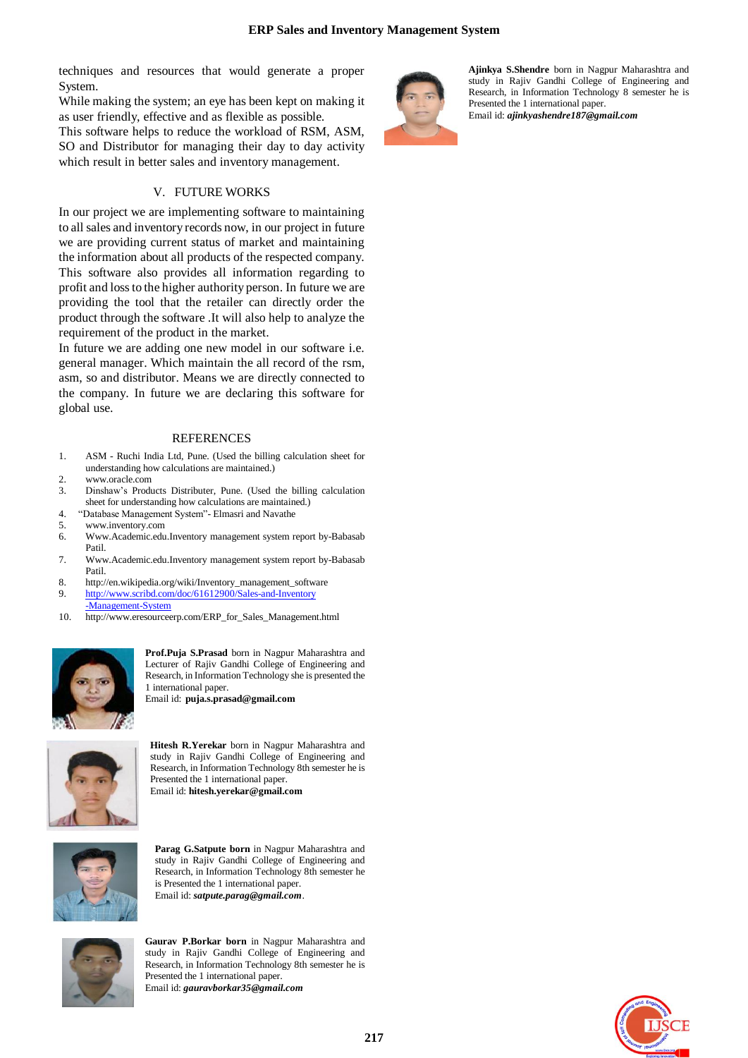techniques and resources that would generate a proper System.

While making the system; an eye has been kept on making it as user friendly, effective and as flexible as possible.

This software helps to reduce the workload of RSM, ASM, SO and Distributor for managing their day to day activity which result in better sales and inventory management.

## V. FUTURE WORKS

In our project we are implementing software to maintaining to all sales and inventory records now, in our project in future we are providing current status of market and maintaining the information about all products of the respected company. This software also provides all information regarding to profit and loss to the higher authority person. In future we are providing the tool that the retailer can directly order the product through the software .It will also help to analyze the requirement of the product in the market.

In future we are adding one new model in our software i.e. general manager. Which maintain the all record of the rsm, asm, so and distributor. Means we are directly connected to the company. In future we are declaring this software for global use.

## REFERENCES

1. ASM - Ruchi India Ltd, Pune. (Used the billing calculation sheet for understanding how calculations are maintained.)
2. www.oracle.com
3. Dinshaw's Products Distributer, Pune. (Used the billing calculation sheet for understanding how calculations are maintained.)
4. "Database Management System"- Elmasri and Navathe
5. www.inventory.com
6. Www.Academic.edu.Inventory management system report by-Babasab Patil.
7. Www.Academic.edu.Inventory management system report by-Babasab Patil.
8. http://en.wikipedia.org/wiki/Inventory_management_software
9. http://www.scribd.com/doc/61612900/Sales-and-Inventory -Management-System
10. http://www.eresourceerp.com/ERP_for_Sales_Management.html

**Prof.Puja S.Prasad** born in Nagpur Maharashtra and Lecturer of Rajiv Gandhi College of Engineering and Research, in Information Technology she is presented the 1 international paper.
Email id: **puja.s.prasad@gmail.com**

**Hitesh R.Yerekar** born in Nagpur Maharashtra and study in Rajiv Gandhi College of Engineering and Research, in Information Technology 8th semester he is Presented the 1 international paper.
Email id: **hitesh.yerekar@gmail.com**

**Parag G.Satpute born** in Nagpur Maharashtra and study in Rajiv Gandhi College of Engineering and Research, in Information Technology 8th semester he is Presented the 1 international paper.
Email id: ***satpute.parag@gmail.com***.

**Gaurav P.Borkar born** in Nagpur Maharashtra and study in Rajiv Gandhi College of Engineering and Research, in Information Technology 8th semester he is Presented the 1 international paper.
Email id: ***gauravborkar35@gmail.com***

**Ajinkya S.Shendre** born in Nagpur Maharashtra and study in Rajiv Gandhi College of Engineering and Research, in Information Technology 8 semester he is Presented the 1 international paper.
Email id: ***ajinkyashendre187@gmail.com***